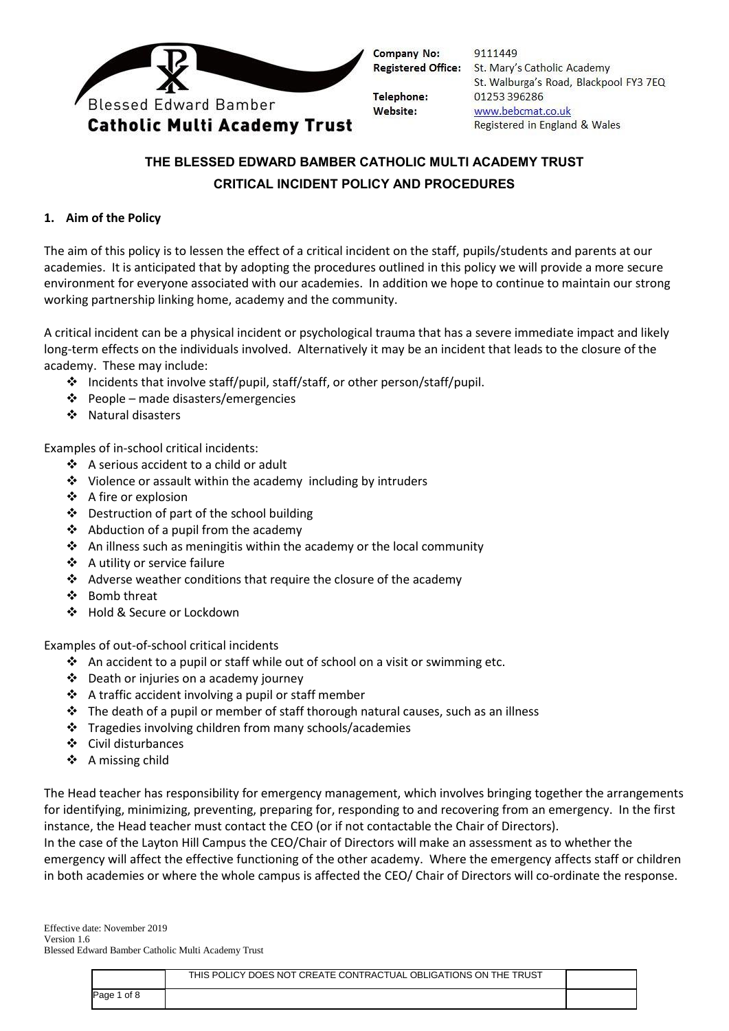Blessed Edward Bamber
**Catholic Multi Academy Trust**

**Company No:** 9111449
**Registered Office:** St. Mary's Catholic Academy
St. Walburga's Road, Blackpool FY3 7EQ
**Telephone:** 01253 396286
**Website:** www.bebcmat.co.uk
Registered in England & Wales

## THE BLESSED EDWARD BAMBER CATHOLIC MULTI ACADEMY TRUST
## CRITICAL INCIDENT POLICY AND PROCEDURES

### 1. Aim of the Policy

The aim of this policy is to lessen the effect of a critical incident on the staff, pupils/students and parents at our academies. It is anticipated that by adopting the procedures outlined in this policy we will provide a more secure environment for everyone associated with our academies. In addition we hope to continue to maintain our strong working partnership linking home, academy and the community.

A critical incident can be a physical incident or psychological trauma that has a severe immediate impact and likely long-term effects on the individuals involved. Alternatively it may be an incident that leads to the closure of the academy. These may include:

- Incidents that involve staff/pupil, staff/staff, or other person/staff/pupil.
- People – made disasters/emergencies
- Natural disasters

Examples of in-school critical incidents:

- A serious accident to a child or adult
- Violence or assault within the academy including by intruders
- A fire or explosion
- Destruction of part of the school building
- Abduction of a pupil from the academy
- An illness such as meningitis within the academy or the local community
- A utility or service failure
- Adverse weather conditions that require the closure of the academy
- Bomb threat
- Hold & Secure or Lockdown

Examples of out-of-school critical incidents

- An accident to a pupil or staff while out of school on a visit or swimming etc.
- Death or injuries on a academy journey
- A traffic accident involving a pupil or staff member
- The death of a pupil or member of staff thorough natural causes, such as an illness
- Tragedies involving children from many schools/academies
- Civil disturbances
- A missing child

The Head teacher has responsibility for emergency management, which involves bringing together the arrangements for identifying, minimizing, preventing, preparing for, responding to and recovering from an emergency. In the first instance, the Head teacher must contact the CEO (or if not contactable the Chair of Directors).
In the case of the Layton Hill Campus the CEO/Chair of Directors will make an assessment as to whether the emergency will affect the effective functioning of the other academy. Where the emergency affects staff or children in both academies or where the whole campus is affected the CEO/ Chair of Directors will co-ordinate the response.

Effective date: November 2019
Version 1.6
Blessed Edward Bamber Catholic Multi Academy Trust

THIS POLICY DOES NOT CREATE CONTRACTUAL OBLIGATIONS ON THE TRUST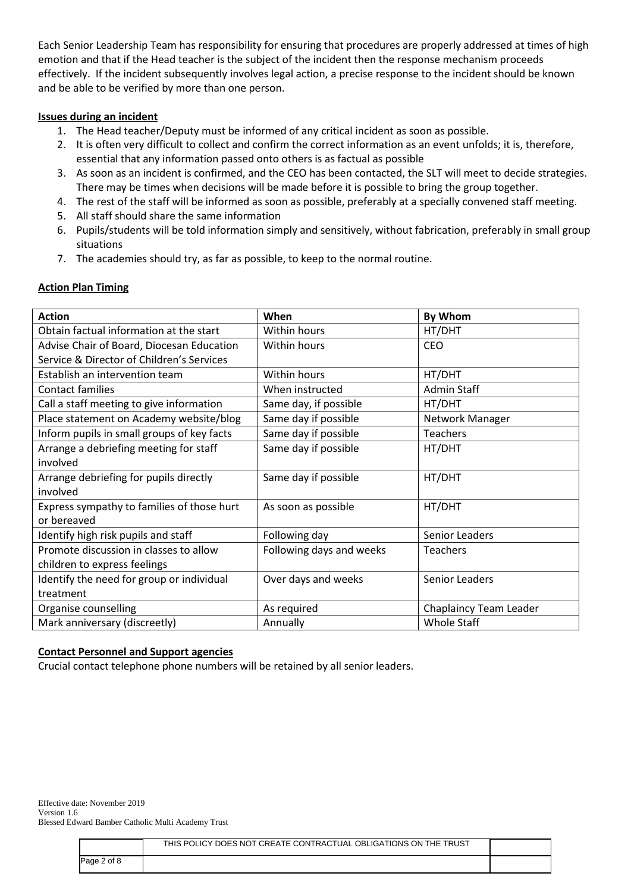Each Senior Leadership Team has responsibility for ensuring that procedures are properly addressed at times of high emotion and that if the Head teacher is the subject of the incident then the response mechanism proceeds effectively. If the incident subsequently involves legal action, a precise response to the incident should be known and be able to be verified by more than one person.

**Issues during an incident**

1. The Head teacher/Deputy must be informed of any critical incident as soon as possible.
2. It is often very difficult to collect and confirm the correct information as an event unfolds; it is, therefore, essential that any information passed onto others is as factual as possible
3. As soon as an incident is confirmed, and the CEO has been contacted, the SLT will meet to decide strategies. There may be times when decisions will be made before it is possible to bring the group together.
4. The rest of the staff will be informed as soon as possible, preferably at a specially convened staff meeting.
5. All staff should share the same information
6. Pupils/students will be told information simply and sensitively, without fabrication, preferably in small group situations
7. The academies should try, as far as possible, to keep to the normal routine.

**Action Plan Timing**

| Action | When | By Whom |
|---|---|---|
| Obtain factual information at the start | Within hours | HT/DHT |
| Advise Chair of Board, Diocesan Education Service & Director of Children's Services | Within hours | CEO |
| Establish an intervention team | Within hours | HT/DHT |
| Contact families | When instructed | Admin Staff |
| Call a staff meeting to give information | Same day, if possible | HT/DHT |
| Place statement on Academy website/blog | Same day if possible | Network Manager |
| Inform pupils in small groups of key facts | Same day if possible | Teachers |
| Arrange a debriefing meeting for staff involved | Same day if possible | HT/DHT |
| Arrange debriefing for pupils directly involved | Same day if possible | HT/DHT |
| Express sympathy to families of those hurt or bereaved | As soon as possible | HT/DHT |
| Identify high risk pupils and staff | Following day | Senior Leaders |
| Promote discussion in classes to allow children to express feelings | Following days and weeks | Teachers |
| Identify the need for group or individual treatment | Over days and weeks | Senior Leaders |
| Organise counselling | As required | Chaplaincy Team Leader |
| Mark anniversary (discreetly) | Annually | Whole Staff |

**Contact Personnel and Support agencies**

Crucial contact telephone phone numbers will be retained by all senior leaders.

Effective date: November 2019
Version 1.6
Blessed Edward Bamber Catholic Multi Academy Trust

THIS POLICY DOES NOT CREATE CONTRACTUAL OBLIGATIONS ON THE TRUST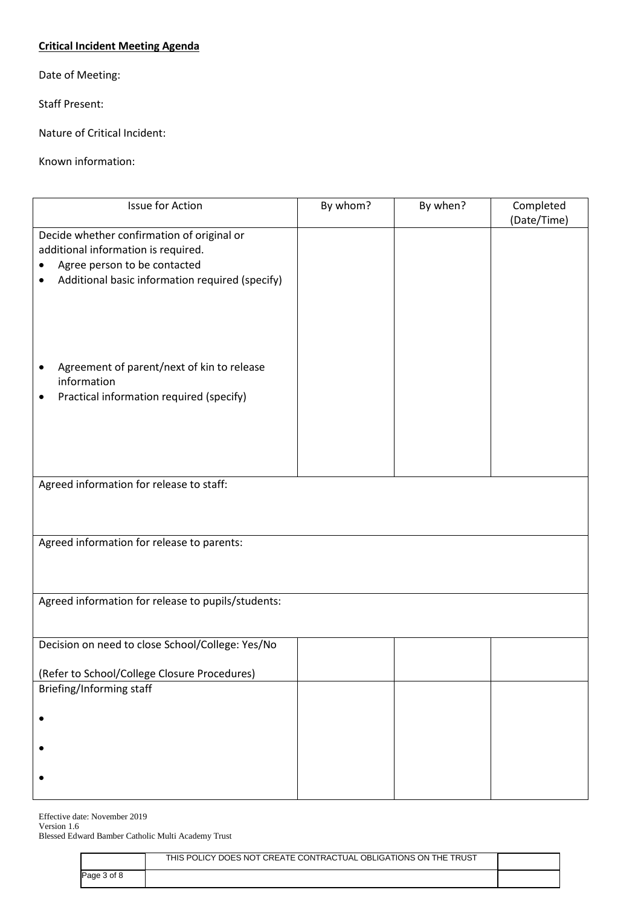**Critical Incident Meeting Agenda**

Date of Meeting:

Staff Present:

Nature of Critical Incident:

Known information:

| Issue for Action | By whom? | By when? | Completed (Date/Time) |
|---|---|---|---|
| Decide whether confirmation of original or additional information is required.<br>• Agree person to be contacted<br>• Additional basic information required (specify)<br><br>• Agreement of parent/next of kin to release information<br>• Practical information required (specify) | | | |
| Agreed information for release to staff: | | | |
| Agreed information for release to parents: | | | |
| Agreed information for release to pupils/students: | | | |
| Decision on need to close School/College: Yes/No<br><br>(Refer to School/College Closure Procedures) | | | |
| Briefing/Informing staff<br>•<br>•<br>• | | | |

Effective date: November 2019
Version 1.6
Blessed Edward Bamber Catholic Multi Academy Trust

THIS POLICY DOES NOT CREATE CONTRACTUAL OBLIGATIONS ON THE TRUST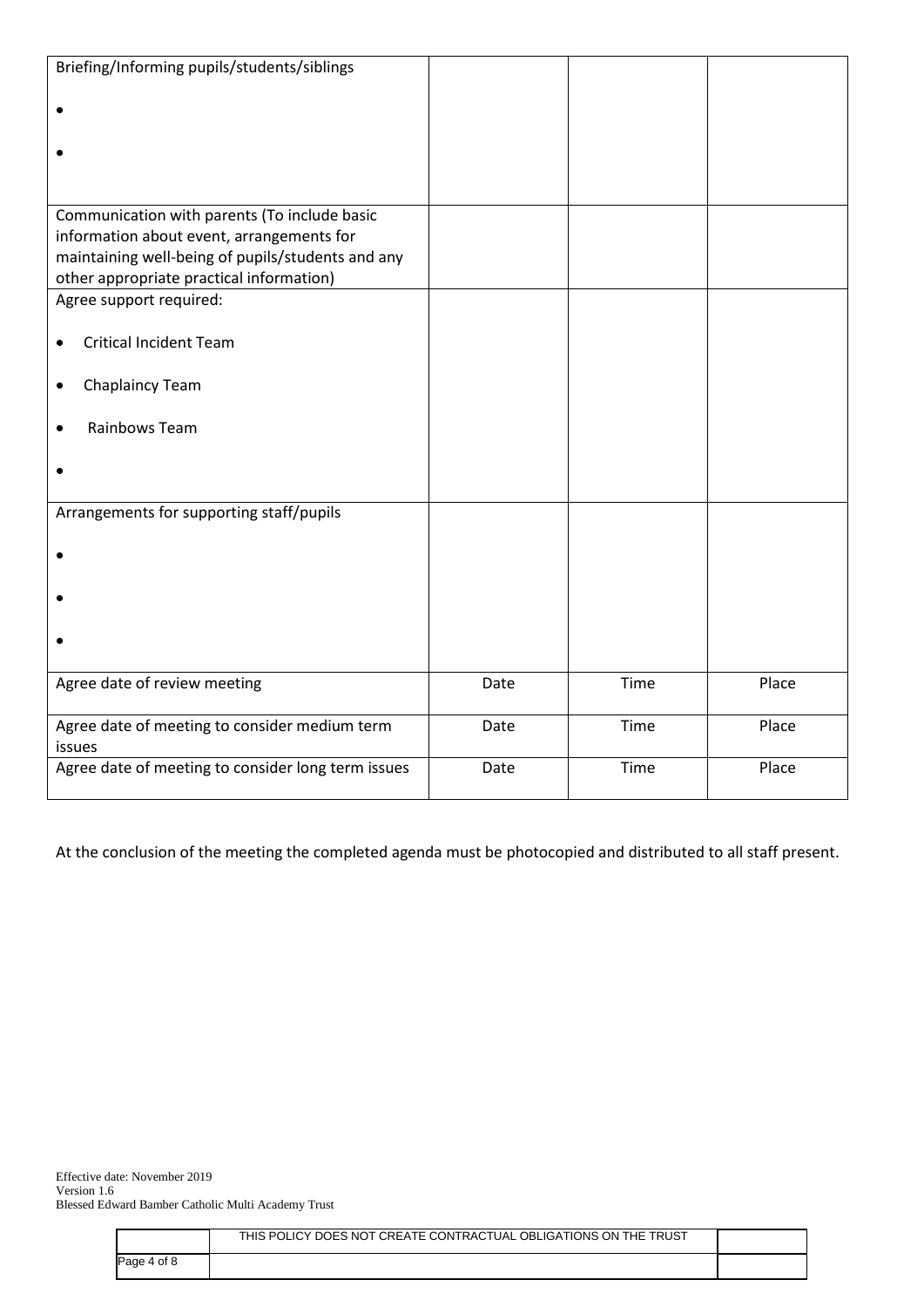| Briefing/Informing pupils/students/siblings<br>•<br>• | | | |
|---|---|---|---|
| Communication with parents (To include basic information about event, arrangements for maintaining well-being of pupils/students and any other appropriate practical information) | | | |
| Agree support required:<br>• Critical Incident Team<br>• Chaplaincy Team<br>• Rainbows Team<br>• | | | |
| Arrangements for supporting staff/pupils<br>•<br>•<br>• | | | |
| Agree date of review meeting | Date | Time | Place |
| Agree date of meeting to consider medium term issues | Date | Time | Place |
| Agree date of meeting to consider long term issues | Date | Time | Place |

At the conclusion of the meeting the completed agenda must be photocopied and distributed to all staff present.

Effective date: November 2019
Version 1.6
Blessed Edward Bamber Catholic Multi Academy Trust

THIS POLICY DOES NOT CREATE CONTRACTUAL OBLIGATIONS ON THE TRUST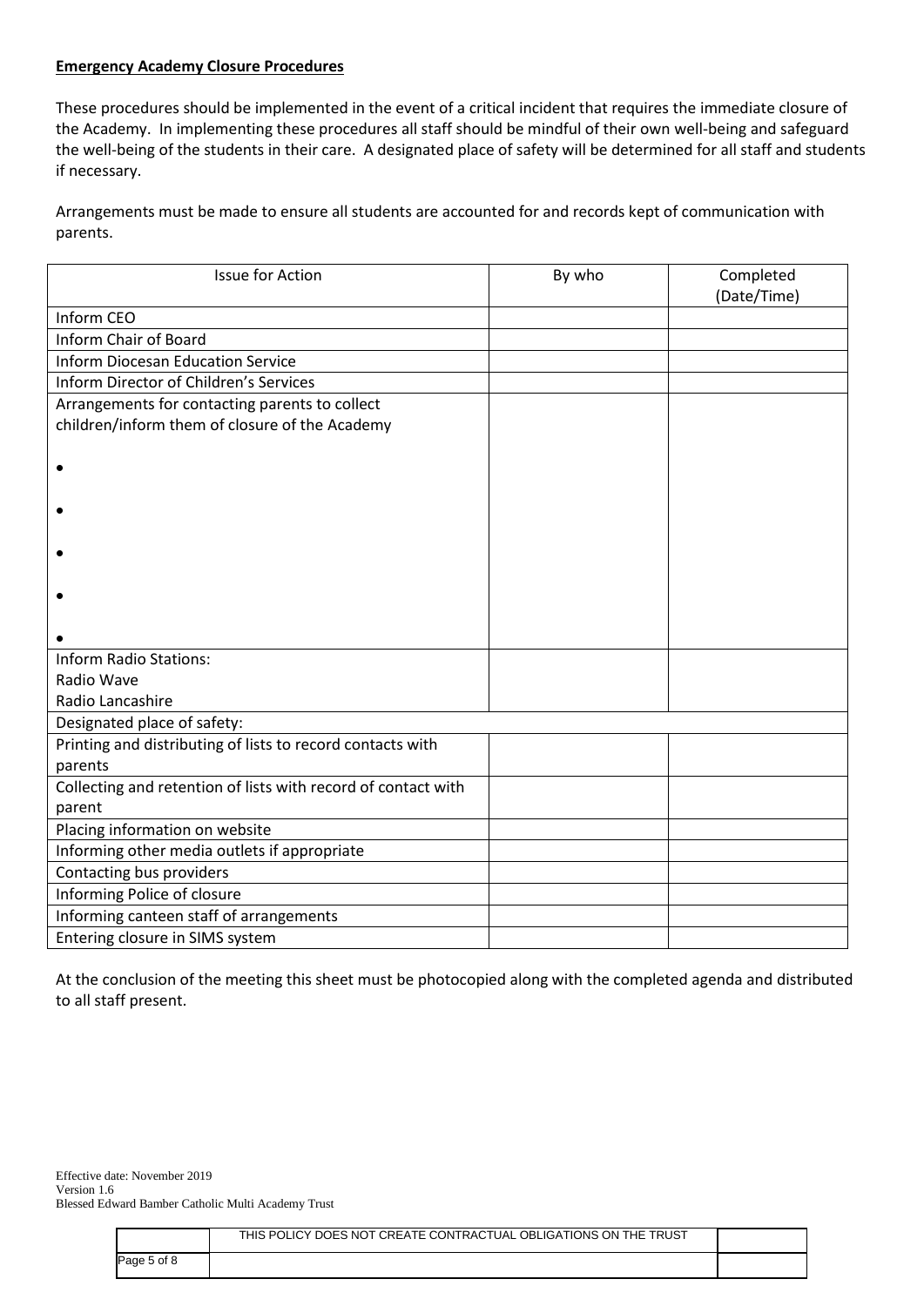**Emergency Academy Closure Procedures**

These procedures should be implemented in the event of a critical incident that requires the immediate closure of the Academy. In implementing these procedures all staff should be mindful of their own well-being and safeguard the well-being of the students in their care. A designated place of safety will be determined for all staff and students if necessary.

Arrangements must be made to ensure all students are accounted for and records kept of communication with parents.

| Issue for Action | By who | Completed (Date/Time) |
|---|---|---|
| Inform CEO | | |
| Inform Chair of Board | | |
| Inform Diocesan Education Service | | |
| Inform Director of Children's Services | | |
| Arrangements for contacting parents to collect children/inform them of closure of the Academy<br>•<br>•<br>•<br>•<br>• | | |
| Inform Radio Stations:<br>Radio Wave<br>Radio Lancashire | | |
| Designated place of safety: | | |
| Printing and distributing of lists to record contacts with parents | | |
| Collecting and retention of lists with record of contact with parent | | |
| Placing information on website | | |
| Informing other media outlets if appropriate | | |
| Contacting bus providers | | |
| Informing Police of closure | | |
| Informing canteen staff of arrangements | | |
| Entering closure in SIMS system | | |

At the conclusion of the meeting this sheet must be photocopied along with the completed agenda and distributed to all staff present.

Effective date: November 2019
Version 1.6
Blessed Edward Bamber Catholic Multi Academy Trust

THIS POLICY DOES NOT CREATE CONTRACTUAL OBLIGATIONS ON THE TRUST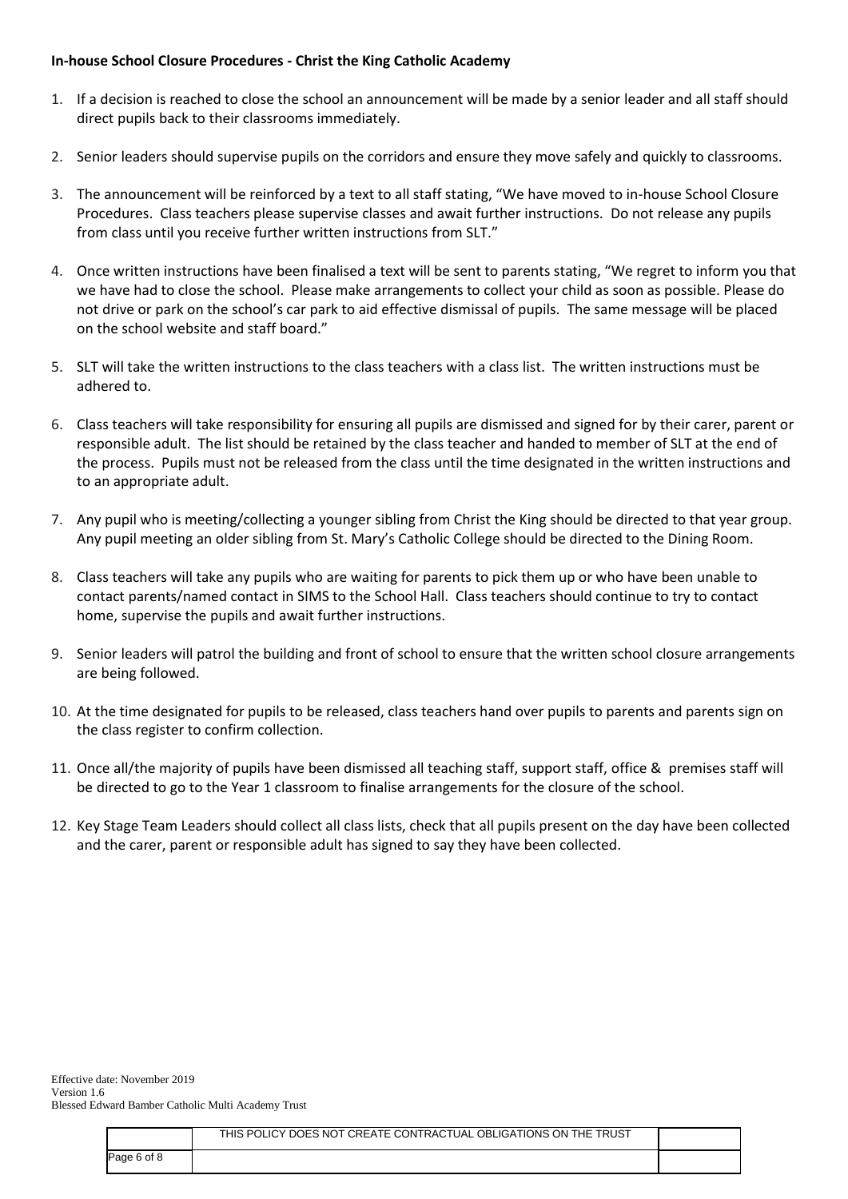**In-house School Closure Procedures - Christ the King Catholic Academy**

1. If a decision is reached to close the school an announcement will be made by a senior leader and all staff should direct pupils back to their classrooms immediately.
2. Senior leaders should supervise pupils on the corridors and ensure they move safely and quickly to classrooms.
3. The announcement will be reinforced by a text to all staff stating, "We have moved to in-house School Closure Procedures. Class teachers please supervise classes and await further instructions. Do not release any pupils from class until you receive further written instructions from SLT."
4. Once written instructions have been finalised a text will be sent to parents stating, "We regret to inform you that we have had to close the school. Please make arrangements to collect your child as soon as possible. Please do not drive or park on the school's car park to aid effective dismissal of pupils. The same message will be placed on the school website and staff board."
5. SLT will take the written instructions to the class teachers with a class list. The written instructions must be adhered to.
6. Class teachers will take responsibility for ensuring all pupils are dismissed and signed for by their carer, parent or responsible adult. The list should be retained by the class teacher and handed to member of SLT at the end of the process. Pupils must not be released from the class until the time designated in the written instructions and to an appropriate adult.
7. Any pupil who is meeting/collecting a younger sibling from Christ the King should be directed to that year group. Any pupil meeting an older sibling from St. Mary's Catholic College should be directed to the Dining Room.
8. Class teachers will take any pupils who are waiting for parents to pick them up or who have been unable to contact parents/named contact in SIMS to the School Hall. Class teachers should continue to try to contact home, supervise the pupils and await further instructions.
9. Senior leaders will patrol the building and front of school to ensure that the written school closure arrangements are being followed.
10. At the time designated for pupils to be released, class teachers hand over pupils to parents and parents sign on the class register to confirm collection.
11. Once all/the majority of pupils have been dismissed all teaching staff, support staff, office & premises staff will be directed to go to the Year 1 classroom to finalise arrangements for the closure of the school.
12. Key Stage Team Leaders should collect all class lists, check that all pupils present on the day have been collected and the carer, parent or responsible adult has signed to say they have been collected.

Effective date: November 2019
Version 1.6
Blessed Edward Bamber Catholic Multi Academy Trust

THIS POLICY DOES NOT CREATE CONTRACTUAL OBLIGATIONS ON THE TRUST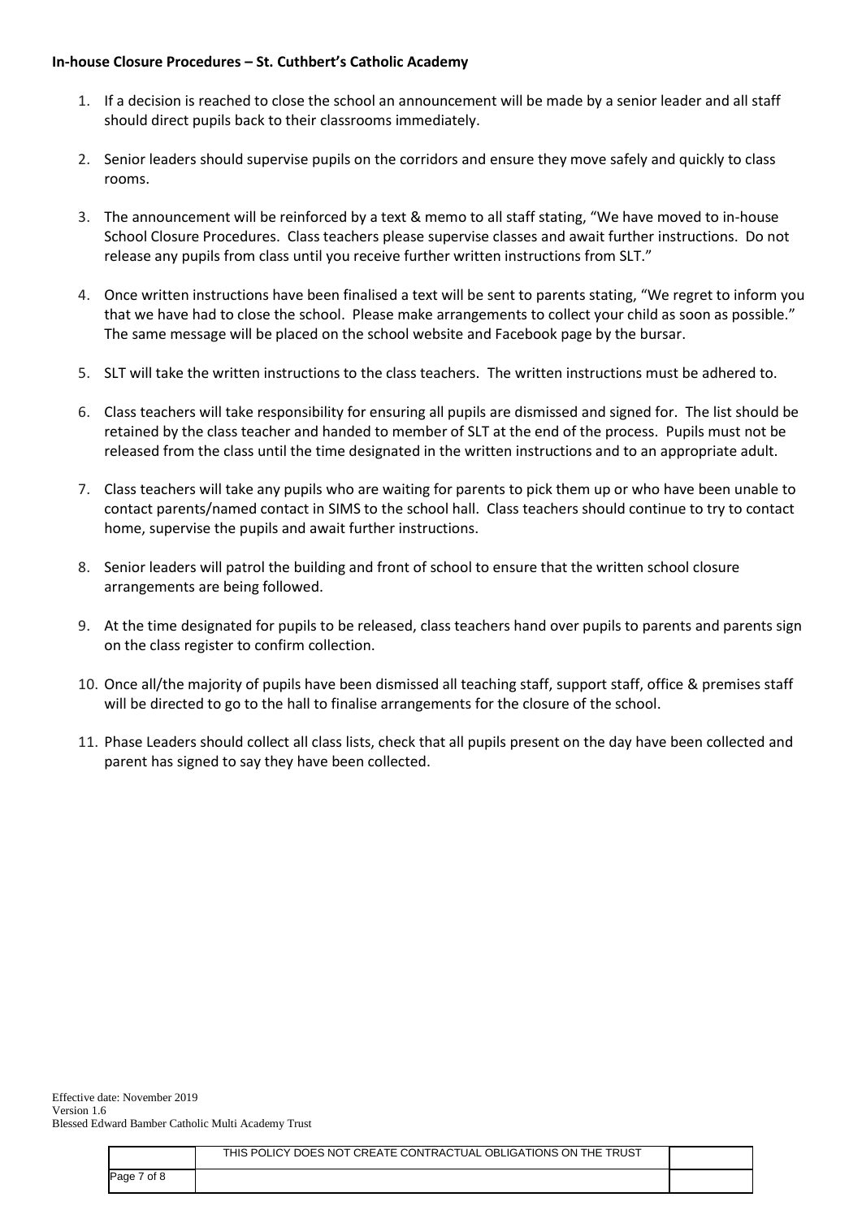**In-house Closure Procedures – St. Cuthbert's Catholic Academy**

1. If a decision is reached to close the school an announcement will be made by a senior leader and all staff should direct pupils back to their classrooms immediately.

2. Senior leaders should supervise pupils on the corridors and ensure they move safely and quickly to class rooms.

3. The announcement will be reinforced by a text & memo to all staff stating, "We have moved to in-house School Closure Procedures. Class teachers please supervise classes and await further instructions. Do not release any pupils from class until you receive further written instructions from SLT."

4. Once written instructions have been finalised a text will be sent to parents stating, "We regret to inform you that we have had to close the school. Please make arrangements to collect your child as soon as possible." The same message will be placed on the school website and Facebook page by the bursar.

5. SLT will take the written instructions to the class teachers. The written instructions must be adhered to.

6. Class teachers will take responsibility for ensuring all pupils are dismissed and signed for. The list should be retained by the class teacher and handed to member of SLT at the end of the process. Pupils must not be released from the class until the time designated in the written instructions and to an appropriate adult.

7. Class teachers will take any pupils who are waiting for parents to pick them up or who have been unable to contact parents/named contact in SIMS to the school hall. Class teachers should continue to try to contact home, supervise the pupils and await further instructions.

8. Senior leaders will patrol the building and front of school to ensure that the written school closure arrangements are being followed.

9. At the time designated for pupils to be released, class teachers hand over pupils to parents and parents sign on the class register to confirm collection.

10. Once all/the majority of pupils have been dismissed all teaching staff, support staff, office & premises staff will be directed to go to the hall to finalise arrangements for the closure of the school.

11. Phase Leaders should collect all class lists, check that all pupils present on the day have been collected and parent has signed to say they have been collected.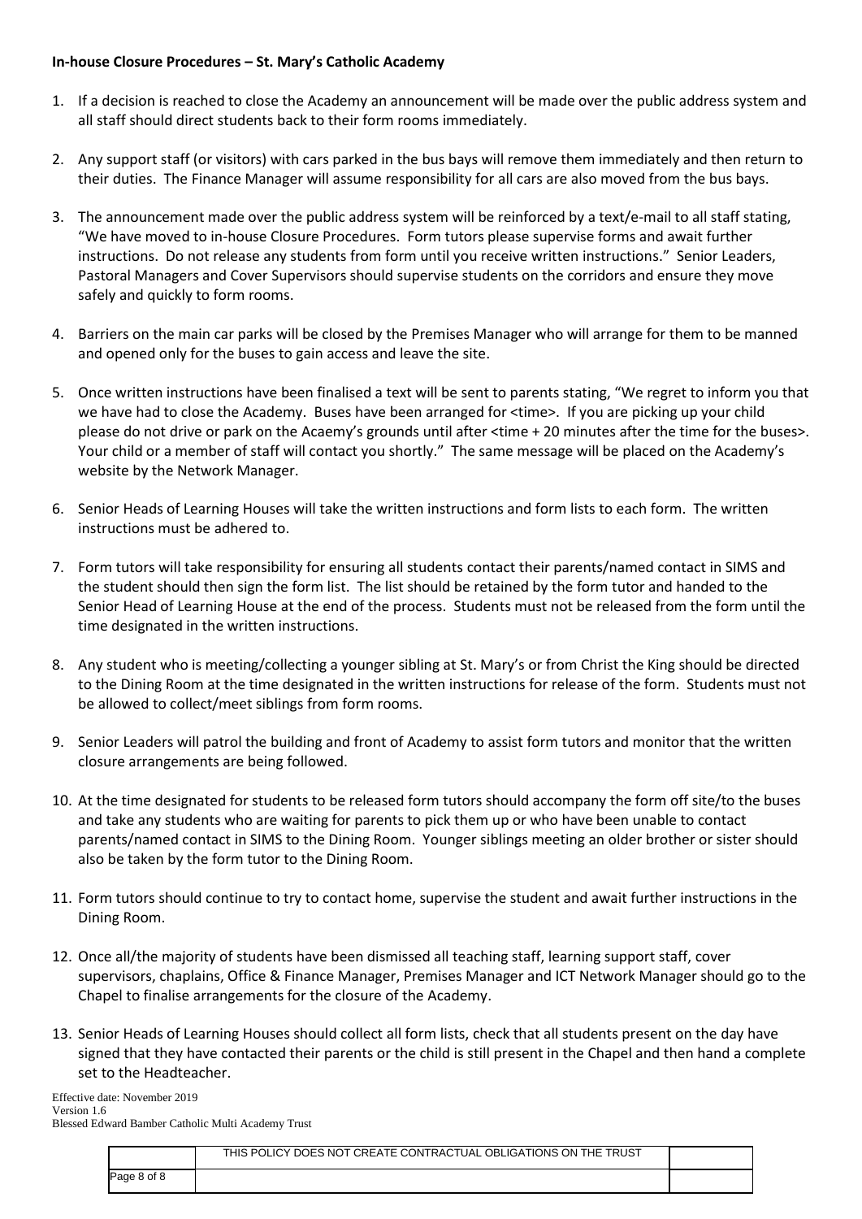**In-house Closure Procedures – St. Mary's Catholic Academy**

1. If a decision is reached to close the Academy an announcement will be made over the public address system and all staff should direct students back to their form rooms immediately.

2. Any support staff (or visitors) with cars parked in the bus bays will remove them immediately and then return to their duties. The Finance Manager will assume responsibility for all cars are also moved from the bus bays.

3. The announcement made over the public address system will be reinforced by a text/e-mail to all staff stating, "We have moved to in-house Closure Procedures. Form tutors please supervise forms and await further instructions. Do not release any students from form until you receive written instructions." Senior Leaders, Pastoral Managers and Cover Supervisors should supervise students on the corridors and ensure they move safely and quickly to form rooms.

4. Barriers on the main car parks will be closed by the Premises Manager who will arrange for them to be manned and opened only for the buses to gain access and leave the site.

5. Once written instructions have been finalised a text will be sent to parents stating, "We regret to inform you that we have had to close the Academy. Buses have been arranged for <time>. If you are picking up your child please do not drive or park on the Acaemy's grounds until after <time + 20 minutes after the time for the buses>. Your child or a member of staff will contact you shortly." The same message will be placed on the Academy's website by the Network Manager.

6. Senior Heads of Learning Houses will take the written instructions and form lists to each form. The written instructions must be adhered to.

7. Form tutors will take responsibility for ensuring all students contact their parents/named contact in SIMS and the student should then sign the form list. The list should be retained by the form tutor and handed to the Senior Head of Learning House at the end of the process. Students must not be released from the form until the time designated in the written instructions.

8. Any student who is meeting/collecting a younger sibling at St. Mary's or from Christ the King should be directed to the Dining Room at the time designated in the written instructions for release of the form. Students must not be allowed to collect/meet siblings from form rooms.

9. Senior Leaders will patrol the building and front of Academy to assist form tutors and monitor that the written closure arrangements are being followed.

10. At the time designated for students to be released form tutors should accompany the form off site/to the buses and take any students who are waiting for parents to pick them up or who have been unable to contact parents/named contact in SIMS to the Dining Room. Younger siblings meeting an older brother or sister should also be taken by the form tutor to the Dining Room.

11. Form tutors should continue to try to contact home, supervise the student and await further instructions in the Dining Room.

12. Once all/the majority of students have been dismissed all teaching staff, learning support staff, cover supervisors, chaplains, Office & Finance Manager, Premises Manager and ICT Network Manager should go to the Chapel to finalise arrangements for the closure of the Academy.

13. Senior Heads of Learning Houses should collect all form lists, check that all students present on the day have signed that they have contacted their parents or the child is still present in the Chapel and then hand a complete set to the Headteacher.

Effective date: November 2019
Version 1.6
Blessed Edward Bamber Catholic Multi Academy Trust

THIS POLICY DOES NOT CREATE CONTRACTUAL OBLIGATIONS ON THE TRUST